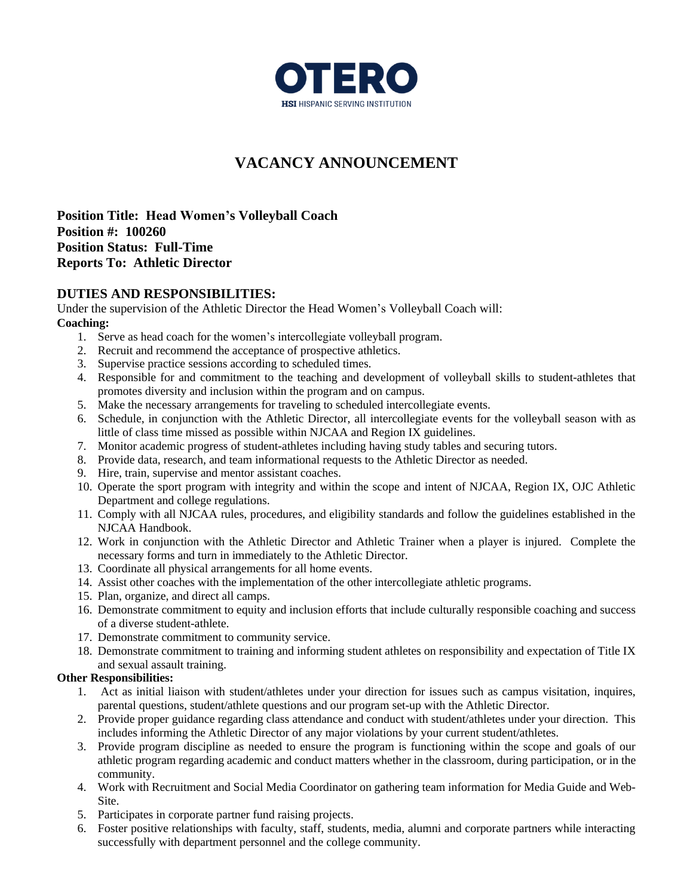# OTERO

HSI HISPANIC SERVING INSTITUTION

## VACANCY ANNOUNCEMENT

**Position Title: Head Women's Volleyball Coach**
**Position #: 100260**
**Position Status: Full-Time**
**Reports To: Athletic Director**

### DUTIES AND RESPONSIBILITIES:

Under the supervision of the Athletic Director the Head Women's Volleyball Coach will:

**Coaching:**

1. Serve as head coach for the women's intercollegiate volleyball program.
2. Recruit and recommend the acceptance of prospective athletics.
3. Supervise practice sessions according to scheduled times.
4. Responsible for and commitment to the teaching and development of volleyball skills to student-athletes that promotes diversity and inclusion within the program and on campus.
5. Make the necessary arrangements for traveling to scheduled intercollegiate events.
6. Schedule, in conjunction with the Athletic Director, all intercollegiate events for the volleyball season with as little of class time missed as possible within NJCAA and Region IX guidelines.
7. Monitor academic progress of student-athletes including having study tables and securing tutors.
8. Provide data, research, and team informational requests to the Athletic Director as needed.
9. Hire, train, supervise and mentor assistant coaches.
10. Operate the sport program with integrity and within the scope and intent of NJCAA, Region IX, OJC Athletic Department and college regulations.
11. Comply with all NJCAA rules, procedures, and eligibility standards and follow the guidelines established in the NJCAA Handbook.
12. Work in conjunction with the Athletic Director and Athletic Trainer when a player is injured. Complete the necessary forms and turn in immediately to the Athletic Director.
13. Coordinate all physical arrangements for all home events.
14. Assist other coaches with the implementation of the other intercollegiate athletic programs.
15. Plan, organize, and direct all camps.
16. Demonstrate commitment to equity and inclusion efforts that include culturally responsible coaching and success of a diverse student-athlete.
17. Demonstrate commitment to community service.
18. Demonstrate commitment to training and informing student athletes on responsibility and expectation of Title IX and sexual assault training.

**Other Responsibilities:**

1. Act as initial liaison with student/athletes under your direction for issues such as campus visitation, inquires, parental questions, student/athlete questions and our program set-up with the Athletic Director.
2. Provide proper guidance regarding class attendance and conduct with student/athletes under your direction. This includes informing the Athletic Director of any major violations by your current student/athletes.
3. Provide program discipline as needed to ensure the program is functioning within the scope and goals of our athletic program regarding academic and conduct matters whether in the classroom, during participation, or in the community.
4. Work with Recruitment and Social Media Coordinator on gathering team information for Media Guide and Web-Site.
5. Participates in corporate partner fund raising projects.
6. Foster positive relationships with faculty, staff, students, media, alumni and corporate partners while interacting successfully with department personnel and the college community.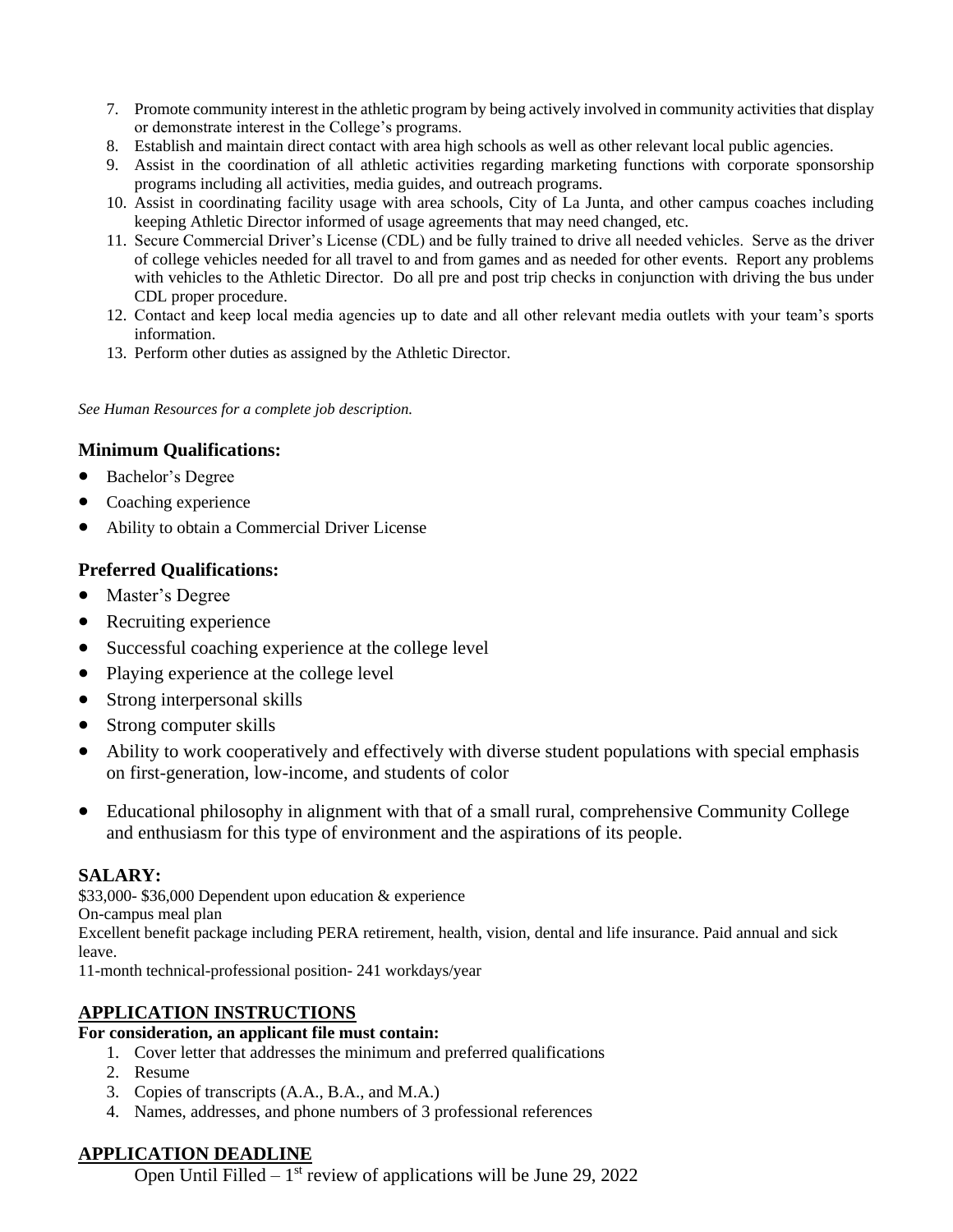7. Promote community interest in the athletic program by being actively involved in community activities that display or demonstrate interest in the College's programs.
8. Establish and maintain direct contact with area high schools as well as other relevant local public agencies.
9. Assist in the coordination of all athletic activities regarding marketing functions with corporate sponsorship programs including all activities, media guides, and outreach programs.
10. Assist in coordinating facility usage with area schools, City of La Junta, and other campus coaches including keeping Athletic Director informed of usage agreements that may need changed, etc.
11. Secure Commercial Driver's License (CDL) and be fully trained to drive all needed vehicles. Serve as the driver of college vehicles needed for all travel to and from games and as needed for other events. Report any problems with vehicles to the Athletic Director. Do all pre and post trip checks in conjunction with driving the bus under CDL proper procedure.
12. Contact and keep local media agencies up to date and all other relevant media outlets with your team's sports information.
13. Perform other duties as assigned by the Athletic Director.

*See Human Resources for a complete job description.*

### Minimum Qualifications:

- Bachelor's Degree
- Coaching experience
- Ability to obtain a Commercial Driver License

### Preferred Qualifications:

- Master's Degree
- Recruiting experience
- Successful coaching experience at the college level
- Playing experience at the college level
- Strong interpersonal skills
- Strong computer skills
- Ability to work cooperatively and effectively with diverse student populations with special emphasis on first-generation, low-income, and students of color
- Educational philosophy in alignment with that of a small rural, comprehensive Community College and enthusiasm for this type of environment and the aspirations of its people.

## SALARY:

$33,000- $36,000 Dependent upon education & experience

On-campus meal plan

Excellent benefit package including PERA retirement, health, vision, dental and life insurance. Paid annual and sick leave.

11-month technical-professional position- 241 workdays/year

## APPLICATION INSTRUCTIONS

**For consideration, an applicant file must contain:**

1. Cover letter that addresses the minimum and preferred qualifications
2. Resume
3. Copies of transcripts (A.A., B.A., and M.A.)
4. Names, addresses, and phone numbers of 3 professional references

## APPLICATION DEADLINE

Open Until Filled – 1st review of applications will be June 29, 2022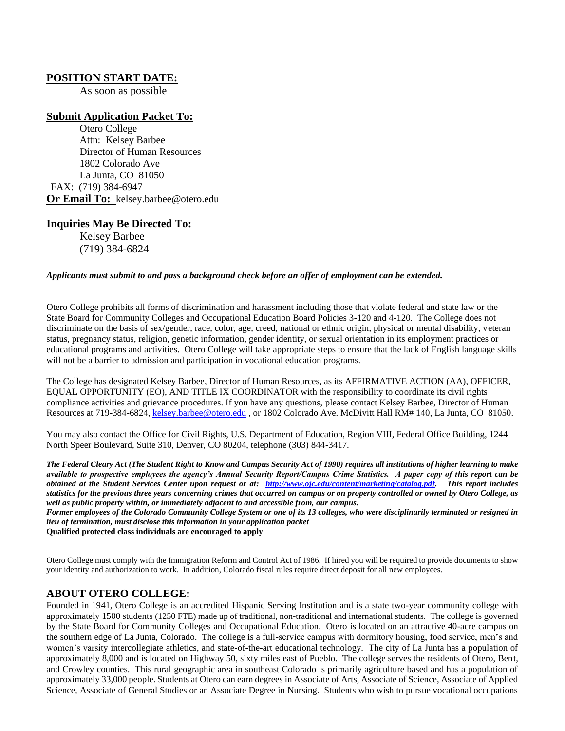## POSITION START DATE:

As soon as possible

## Submit Application Packet To:

Otero College
Attn: Kelsey Barbee
Director of Human Resources
1802 Colorado Ave
La Junta, CO 81050
FAX: (719) 384-6947

**Or Email To:** kelsey.barbee@otero.edu

## Inquiries May Be Directed To:

Kelsey Barbee
(719) 384-6824

***Applicants must submit to and pass a background check before an offer of employment can be extended.***

Otero College prohibits all forms of discrimination and harassment including those that violate federal and state law or the State Board for Community Colleges and Occupational Education Board Policies 3-120 and 4-120. The College does not discriminate on the basis of sex/gender, race, color, age, creed, national or ethnic origin, physical or mental disability, veteran status, pregnancy status, religion, genetic information, gender identity, or sexual orientation in its employment practices or educational programs and activities. Otero College will take appropriate steps to ensure that the lack of English language skills will not be a barrier to admission and participation in vocational education programs.

The College has designated Kelsey Barbee, Director of Human Resources, as its AFFIRMATIVE ACTION (AA), OFFICER, EQUAL OPPORTUNITY (EO), AND TITLE IX COORDINATOR with the responsibility to coordinate its civil rights compliance activities and grievance procedures. If you have any questions, please contact Kelsey Barbee, Director of Human Resources at 719-384-6824, kelsey.barbee@otero.edu , or 1802 Colorado Ave. McDivitt Hall RM# 140, La Junta, CO 81050.

You may also contact the Office for Civil Rights, U.S. Department of Education, Region VIII, Federal Office Building, 1244 North Speer Boulevard, Suite 310, Denver, CO 80204, telephone (303) 844-3417.

***The Federal Cleary Act (The Student Right to Know and Campus Security Act of 1990) requires all institutions of higher learning to make available to prospective employees the agency's Annual Security Report/Campus Crime Statistics. A paper copy of this report can be obtained at the Student Services Center upon request or at: http://www.ojc.edu/content/marketing/catalog.pdf. This report includes statistics for the previous three years concerning crimes that occurred on campus or on property controlled or owned by Otero College, as well as public property within, or immediately adjacent to and accessible from, our campus.***
***Former employees of the Colorado Community College System or one of its 13 colleges, who were disciplinarily terminated or resigned in lieu of termination, must disclose this information in your application packet***
**Qualified protected class individuals are encouraged to apply**

Otero College must comply with the Immigration Reform and Control Act of 1986. If hired you will be required to provide documents to show your identity and authorization to work. In addition, Colorado fiscal rules require direct deposit for all new employees.

## ABOUT OTERO COLLEGE:

Founded in 1941, Otero College is an accredited Hispanic Serving Institution and is a state two-year community college with approximately 1500 students (1250 FTE) made up of traditional, non-traditional and international students. The college is governed by the State Board for Community Colleges and Occupational Education. Otero is located on an attractive 40-acre campus on the southern edge of La Junta, Colorado. The college is a full-service campus with dormitory housing, food service, men's and women's varsity intercollegiate athletics, and state-of-the-art educational technology. The city of La Junta has a population of approximately 8,000 and is located on Highway 50, sixty miles east of Pueblo. The college serves the residents of Otero, Bent, and Crowley counties. This rural geographic area in southeast Colorado is primarily agriculture based and has a population of approximately 33,000 people. Students at Otero can earn degrees in Associate of Arts, Associate of Science, Associate of Applied Science, Associate of General Studies or an Associate Degree in Nursing. Students who wish to pursue vocational occupations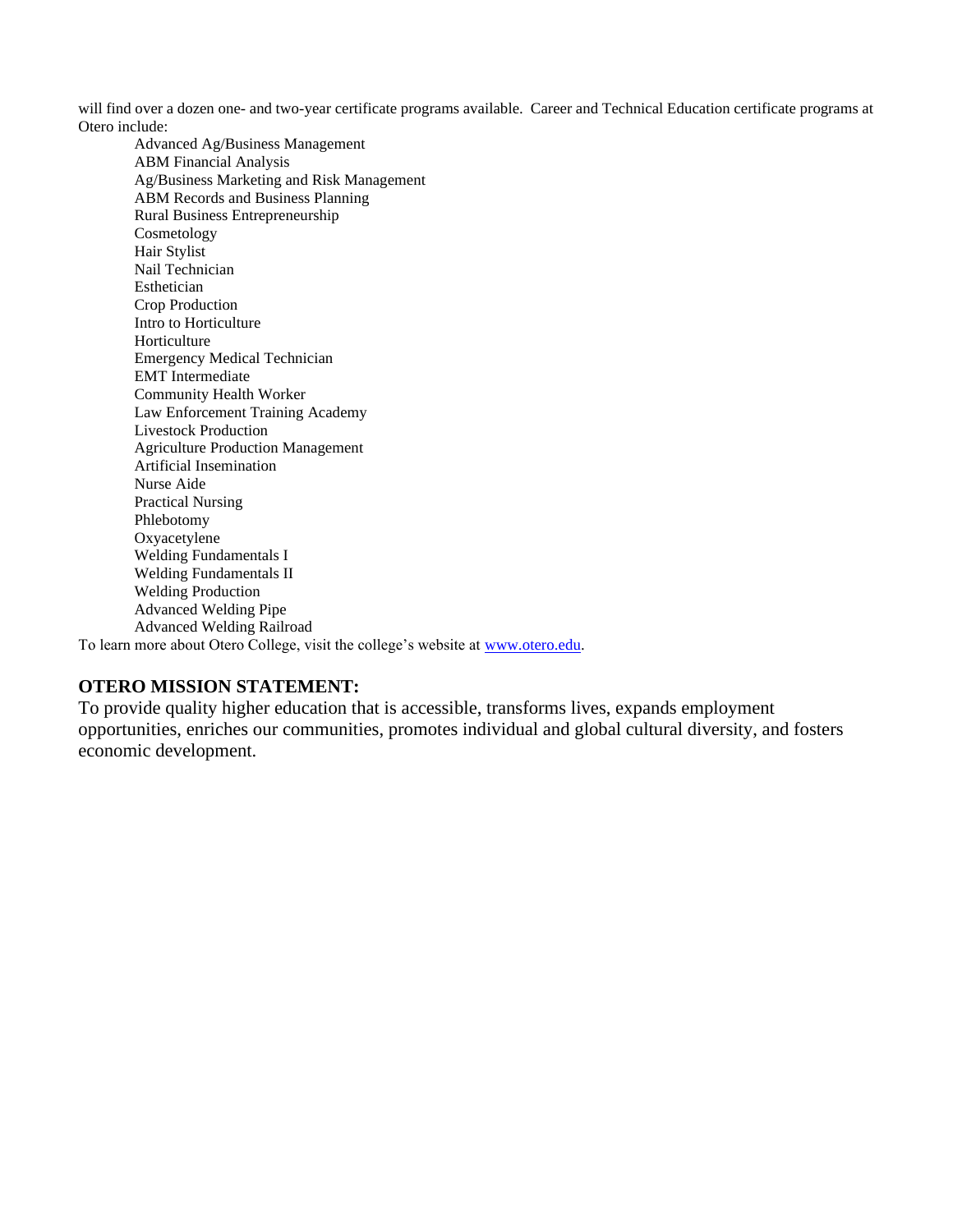will find over a dozen one- and two-year certificate programs available. Career and Technical Education certificate programs at Otero include:

- Advanced Ag/Business Management
- ABM Financial Analysis
- Ag/Business Marketing and Risk Management
- ABM Records and Business Planning
- Rural Business Entrepreneurship
- Cosmetology
- Hair Stylist
- Nail Technician
- Esthetician
- Crop Production
- Intro to Horticulture
- Horticulture
- Emergency Medical Technician
- EMT Intermediate
- Community Health Worker
- Law Enforcement Training Academy
- Livestock Production
- Agriculture Production Management
- Artificial Insemination
- Nurse Aide
- Practical Nursing
- Phlebotomy
- Oxyacetylene
- Welding Fundamentals I
- Welding Fundamentals II
- Welding Production
- Advanced Welding Pipe
- Advanced Welding Railroad

To learn more about Otero College, visit the college's website at www.otero.edu.

## OTERO MISSION STATEMENT:

To provide quality higher education that is accessible, transforms lives, expands employment opportunities, enriches our communities, promotes individual and global cultural diversity, and fosters economic development.